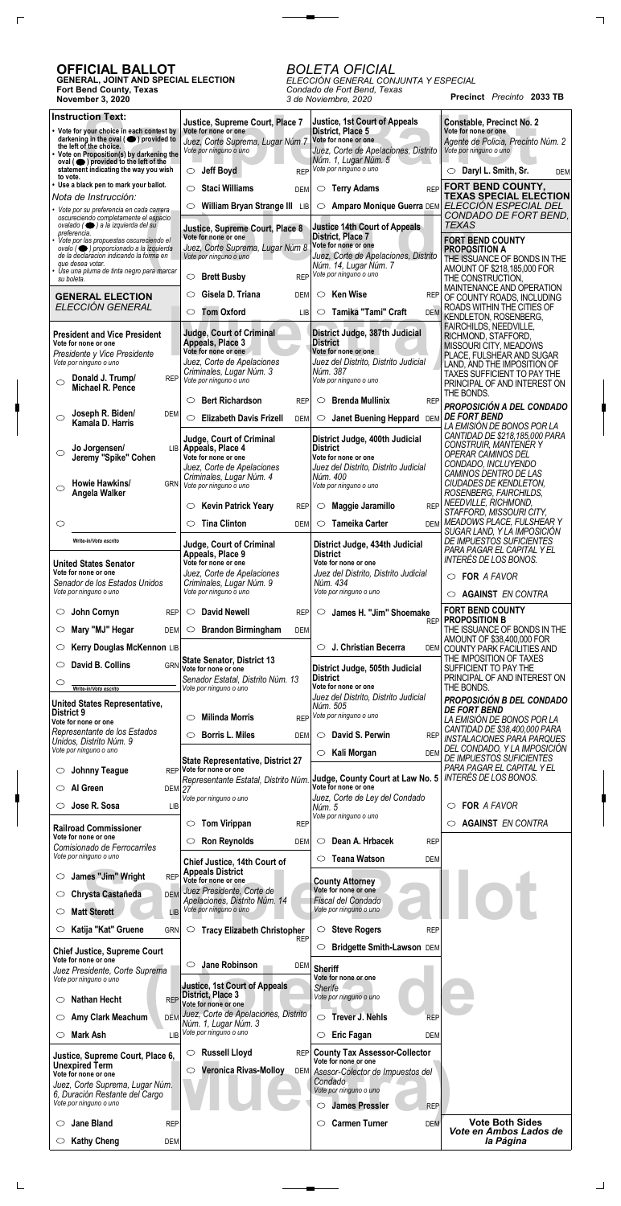# OFFICIAL BALLOT

**GENERAL, JOINT AND SPECIAL ELECTION**
**Fort Bend County, Texas**
**November 3, 2020**

*BOLETA OFICIAL*
*ELECCIÓN GENERAL CONJUNTA Y ESPECIAL*
*Condado de Fort Bend, Texas*
*3 de Noviembre, 2020*

**Precinct** *Precinto* **2033 TB**

**Instruction Text:**

- Vote for your choice in each contest by darkening in the oval (●) provided to the left of the choice.
- Vote on Proposition(s) by darkening the oval (●) provided to the left of the statement indicating the way you wish to vote.
- Use a black pen to mark your ballot.

*Nota de Instrucción:*

- *Vote por su preferencia en cada carrera oscureciendo completamente el espacio ovalado (●) a la izquierda del su preferencia.*
- *Vote por las propuestas oscureciendo el ovalo (●) proporcionado a la izquierda de la declaracion indicando la forma en que desea votar.*
- *Use una pluma de tinta negro para marcar su boleta.*

## GENERAL ELECTION
*ELECCIÓN GENERAL*

**President and Vice President**
Vote for none or one
*Presidente y Vice Presidente*
*Vote por ninguno o uno*

- ○ **Donald J. Trump/ Michael R. Pence** REP
- ○ **Joseph R. Biden/ Kamala D. Harris** DEM
- ○ **Jo Jorgensen/ Jeremy "Spike" Cohen** LIB
- ○ **Howie Hawkins/ Angela Walker** GRN
- ○ Write-in/Voto escrito

**United States Senator**
Vote for none or one
*Senador de los Estados Unidos*
*Vote por ninguno o uno*

- ○ **John Cornyn** REP
- ○ **Mary "MJ" Hegar** DEM
- ○ **Kerry Douglas McKennon** LIB
- ○ **David B. Collins** GRN
- ○ Write-in/Voto escrito

**United States Representative, District 9**
Vote for none or one
*Representante de los Estados Unidos, Distrito Núm. 9*
*Vote por ninguno o uno*

- ○ **Johnny Teague** REP
- ○ **Al Green** DEM
- ○ **Jose R. Sosa** LIB

**Railroad Commissioner**
Vote for none or one
*Comisionado de Ferrocarriles*
*Vote por ninguno o uno*

- ○ **James "Jim" Wright** REP
- ○ **Chrysta Castañeda** DEM
- ○ **Matt Sterett** LIB
- ○ **Katija "Kat" Gruene** GRN

**Chief Justice, Supreme Court**
Vote for none or one
*Juez Presidente, Corte Suprema*
*Vote por ninguno o uno*

- ○ **Nathan Hecht** REP
- ○ **Amy Clark Meachum** DEM
- ○ **Mark Ash** LIB

**Justice, Supreme Court, Place 6, Unexpired Term**
Vote for none or one
*Juez, Corte Suprema, Lugar Núm. 6, Duración Restante del Cargo*
*Vote por ninguno o uno*

- ○ **Jane Bland** REP
- ○ **Kathy Cheng** DEM

**Justice, Supreme Court, Place 7**
Vote for none or one
*Juez, Corte Suprema, Lugar Núm 7*
*Vote por ninguno o uno*

- ○ **Jeff Boyd** REP
- ○ **Staci Williams** DEM
- ○ **William Bryan Strange III** LIB

**Justice, Supreme Court, Place 8**
Vote for none or one
*Juez, Corte Suprema, Lugar Núm 8*
*Vote por ninguno o uno*

- ○ **Brett Busby** REP
- ○ **Gisela D. Triana** DEM
- ○ **Tom Oxford** LIB

**Judge, Court of Criminal Appeals, Place 3**
Vote for none or one
*Juez, Corte de Apelaciones Criminales, Lugar Núm. 3*
*Vote por ninguno o uno*

- ○ **Bert Richardson** REP
- ○ **Elizabeth Davis Frizell** DEM

**Judge, Court of Criminal Appeals, Place 4**
Vote for none or one
*Juez, Corte de Apelaciones Criminales, Lugar Núm. 4*
*Vote por ninguno o uno*

- ○ **Kevin Patrick Yeary** REP
- ○ **Tina Clinton** DEM

**Judge, Court of Criminal Appeals, Place 9**
Vote for none or one
*Juez, Corte de Apelaciones Criminales, Lugar Núm. 9*
*Vote por ninguno o uno*

- ○ **David Newell** REP
- ○ **Brandon Birmingham** DEM

**State Senator, District 13**
Vote for none or one
*Senador Estatal, Distrito Núm. 13*
*Vote por ninguno o uno*

- ○ **Milinda Morris** REP
- ○ **Borris L. Miles** DEM

**State Representative, District 27**
Vote for none or one
*Representante Estatal, Distrito Núm. 27*
*Vote por ninguno o uno*

- ○ **Tom Virippan** REP
- ○ **Ron Reynolds** DEM

**Chief Justice, 14th Court of Appeals District**
Vote for none or one
*Juez Presidente, Corte de Apelaciones, Distrito Núm. 14*
*Vote por ninguno o uno*

- ○ **Tracy Elizabeth Christopher** REP
- ○ **Jane Robinson** DEM

**Justice, 1st Court of Appeals District, Place 3**
Vote for none or one
*Juez, Corte de Apelaciones, Distrito Núm. 1, Lugar Núm. 3*
*Vote por ninguno o uno*

- ○ **Russell Lloyd** REP
- ○ **Veronica Rivas-Molloy** DEM

**Justice, 1st Court of Appeals District, Place 5**
Vote for none or one
*Juez, Corte de Apelaciones, Distrito Núm. 1, Lugar Núm. 5*
*Vote por ninguno o uno*

- ○ **Terry Adams** REP
- ○ **Amparo Monique Guerra** DEM

**Justice 14th Court of Appeals District, Place 7**
Vote for none or one
*Juez, Corte de Apelaciones, Distrito Núm. 14, Lugar Núm. 7*
*Vote por ninguno o uno*

- ○ **Ken Wise** REP
- ○ **Tamika "Tami" Craft** DEM

**District Judge, 387th Judicial District**
Vote for none or one
*Juez del Distrito, Distrito Judicial Núm. 387*
*Vote por ninguno o uno*

- ○ **Brenda Mullinix** REP
- ○ **Janet Buening Heppard** DEM

**District Judge, 400th Judicial District**
Vote for none or one
*Juez del Distrito, Distrito Judicial Núm. 400*
*Vote por ninguno o uno*

- ○ **Maggie Jaramillo** REP
- ○ **Tameika Carter** DEM

**District Judge, 434th Judicial District**
Vote for none or one
*Juez del Distrito, Distrito Judicial Núm. 434*
*Vote por ninguno o uno*

- ○ **James H. "Jim" Shoemake** REP
- ○ **J. Christian Becerra** DEM

**District Judge, 505th Judicial District**
Vote for none or one
*Juez del Distrito, Distrito Judicial Núm. 505*
*Vote por ninguno o uno*

- ○ **David S. Perwin** REP
- ○ **Kali Morgan** DEM

**Judge, County Court at Law No. 5**
Vote for none or one
*Juez, Corte de Ley del Condado Núm. 5*
*Vote por ninguno o uno*

- ○ **Dean A. Hrbacek** REP
- ○ **Teana Watson** DEM

**County Attorney**
Vote for none or one
*Fiscal del Condado*
*Vote por ninguno o uno*

- ○ **Steve Rogers** REP
- ○ **Bridgette Smith-Lawson** DEM

**Sheriff**
Vote for none or one
*Sherife*
*Vote por ninguno o uno*

- ○ **Trever J. Nehls** REP
- ○ **Eric Fagan** DEM

**County Tax Assessor-Collector**
Vote for none or one
*Asesor-Colector de Impuestos del Condado*
*Vote por ninguno o uno*

- ○ **James Pressler** REP
- ○ **Carmen Turner** DEM

**Constable, Precinct No. 2**
Vote for none or one
*Agente de Policia, Precinto Núm. 2*
*Vote por ninguno o uno*

- ○ **Daryl L. Smith, Sr.** DEM

## FORT BEND COUNTY, TEXAS SPECIAL ELECTION
*ELECCIÓN ESPECIAL DEL CONDADO DE FORT BEND, TEXAS*

**FORT BEND COUNTY PROPOSITION A**

THE ISSUANCE OF BONDS IN THE AMOUNT OF $218,185,000 FOR THE CONSTRUCTION, MAINTENANCE AND OPERATION OF COUNTY ROADS, INCLUDING ROADS WITHIN THE CITIES OF KENDLETON, ROSENBERG, FAIRCHILDS, NEEDVILLE, RICHMOND, STAFFORD, MISSOURI CITY, MEADOWS PLACE, FULSHEAR AND SUGAR LAND, AND THE IMPOSITION OF TAXES SUFFICIENT TO PAY THE PRINCIPAL OF AND INTEREST ON THE BONDS.

***PROPOSICIÓN A DEL CONDADO DE FORT BEND***

*LA EMISIÓN DE BONOS POR LA CANTIDAD DE $218,185,000 PARA CONSTRUIR, MANTENER Y OPERAR CAMINOS DEL CONDADO, INCLUYENDO CAMINOS DENTRO DE LAS CIUDADES DE KENDLETON, ROSENBERG, FAIRCHILDS, NEEDVILLE, RICHMOND, STAFFORD, MISSOURI CITY, MEADOWS PLACE, FULSHEAR Y SUGAR LAND, Y LA IMPOSICIÓN DE IMPUESTOS SUFICIENTES PARA PAGAR EL CAPITAL Y EL INTERÉS DE LOS BONOS.*

- ○ **FOR** *A FAVOR*
- ○ **AGAINST** *EN CONTRA*

**FORT BEND COUNTY PROPOSITION B**

THE ISSUANCE OF BONDS IN THE AMOUNT OF $38,400,000 FOR COUNTY PARK FACILITIES AND THE IMPOSITION OF TAXES SUFFICIENT TO PAY THE PRINCIPAL OF AND INTEREST ON THE BONDS.

***PROPOSICIÓN B DEL CONDADO DE FORT BEND***

*LA EMISIÓN DE BONOS POR LA CANTIDAD DE $38,400,000 PARA INSTALACIONES PARA PARQUES DEL CONDADO, Y LA IMPOSICIÓN DE IMPUESTOS SUFICIENTES PARA PAGAR EL CAPITAL Y EL INTERÉS DE LOS BONOS.*

- ○ **FOR** *A FAVOR*
- ○ **AGAINST** *EN CONTRA*

**Vote Both Sides**
***Vote en Ambos Lados de la Página***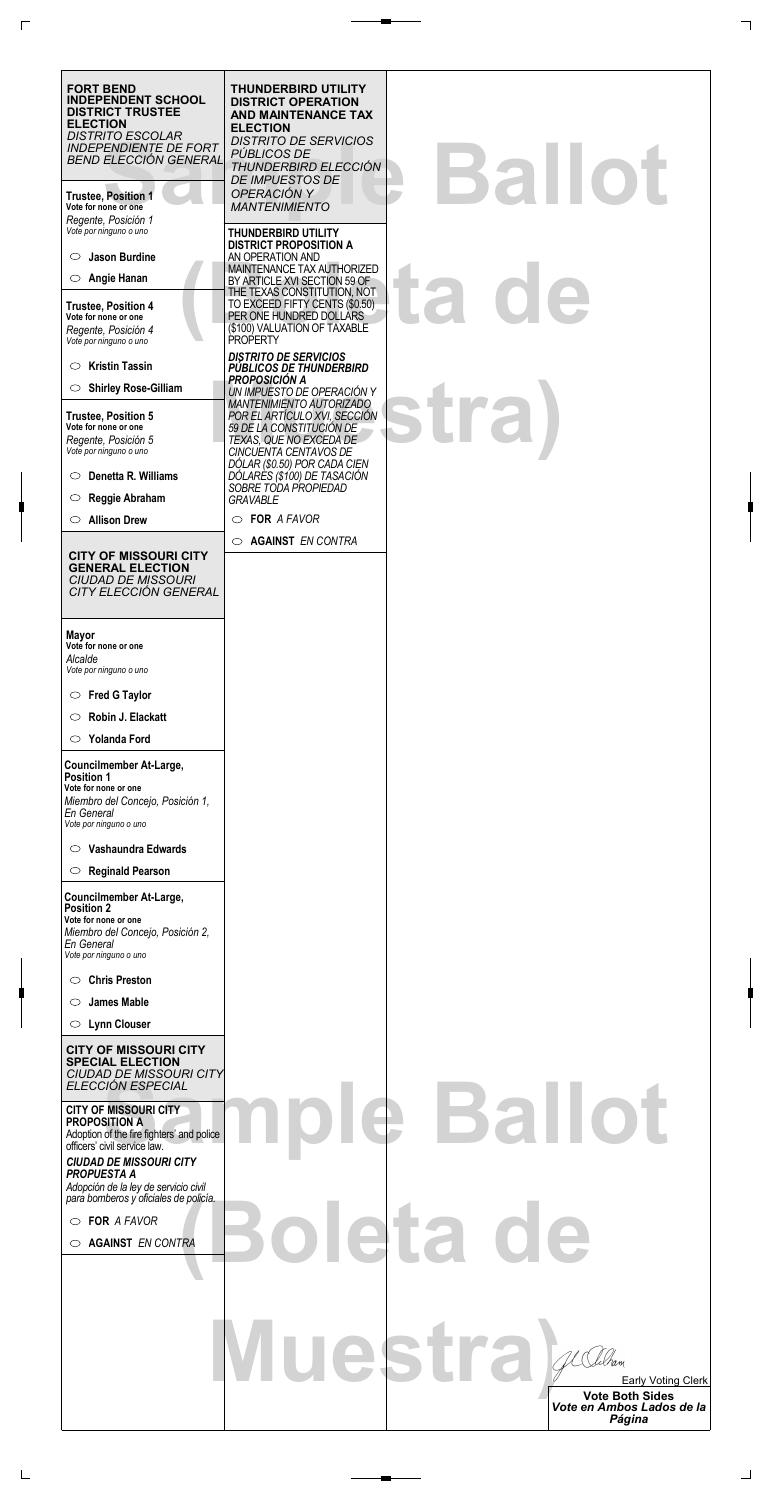## FORT BEND INDEPENDENT SCHOOL DISTRICT TRUSTEE ELECTION
*DISTRITO ESCOLAR INDEPENDIENTE DE FORT BEND ELECCIÓN GENERAL*

**Trustee, Position 1**
**Vote for none or one**
*Regente, Posición 1*
*Vote por ninguno o uno*

- ○ **Jason Burdine**
- ○ **Angie Hanan**

**Trustee, Position 4**
**Vote for none or one**
*Regente, Posición 4*
*Vote por ninguno o uno*

- ○ **Kristin Tassin**
- ○ **Shirley Rose-Gilliam**

**Trustee, Position 5**
**Vote for none or one**
*Regente, Posición 5*
*Vote por ninguno o uno*

- ○ **Denetta R. Williams**
- ○ **Reggie Abraham**
- ○ **Allison Drew**

## CITY OF MISSOURI CITY GENERAL ELECTION
*CIUDAD DE MISSOURI CITY ELECCIÓN GENERAL*

**Mayor**
**Vote for none or one**
*Alcalde*
*Vote por ninguno o uno*

- ○ **Fred G Taylor**
- ○ **Robin J. Elackatt**
- ○ **Yolanda Ford**

**Councilmember At-Large, Position 1**
**Vote for none or one**
*Miembro del Concejo, Posición 1, En General*
*Vote por ninguno o uno*

- ○ **Vashaundra Edwards**
- ○ **Reginald Pearson**

**Councilmember At-Large, Position 2**
**Vote for none or one**
*Miembro del Concejo, Posición 2, En General*
*Vote por ninguno o uno*

- ○ **Chris Preston**
- ○ **James Mable**
- ○ **Lynn Clouser**

## CITY OF MISSOURI CITY SPECIAL ELECTION
*CIUDAD DE MISSOURI CITY ELECCIÓN ESPECIAL*

**CITY OF MISSOURI CITY PROPOSITION A**
Adoption of the fire fighters' and police officers' civil service law.

***CIUDAD DE MISSOURI CITY PROPUESTA A***
*Adopción de la ley de servicio civil para bomberos y oficiales de policía.*

- ○ **FOR** *A FAVOR*
- ○ **AGAINST** *EN CONTRA*

## THUNDERBIRD UTILITY DISTRICT OPERATION AND MAINTENANCE TAX ELECTION
*DISTRITO DE SERVICIOS PÚBLICOS DE THUNDERBIRD ELECCIÓN DE IMPUESTOS DE OPERACIÓN Y MANTENIMIENTO*

**THUNDERBIRD UTILITY DISTRICT PROPOSITION A**
AN OPERATION AND MAINTENANCE TAX AUTHORIZED BY ARTICLE XVI SECTION 59 OF THE TEXAS CONSTITUTION, NOT TO EXCEED FIFTY CENTS ($0.50) PER ONE HUNDRED DOLLARS ($100) VALUATION OF TAXABLE PROPERTY

***DISTRITO DE SERVICIOS PÚBLICOS DE THUNDERBIRD PROPOSICIÓN A***
*UN IMPUESTO DE OPERACIÓN Y MANTENIMIENTO AUTORIZADO POR EL ARTÍCULO XVI, SECCIÓN 59 DE LA CONSTITUCIÓN DE TEXAS, QUE NO EXCEDA DE CINCUENTA CENTAVOS DE DÓLAR ($0.50) POR CADA CIEN DÓLARES ($100) DE TASACIÓN SOBRE TODA PROPIEDAD GRAVABLE*

- ○ **FOR** *A FAVOR*
- ○ **AGAINST** *EN CONTRA*

Early Voting Clerk

**Vote Both Sides**
***Vote en Ambos Lados de la Página***